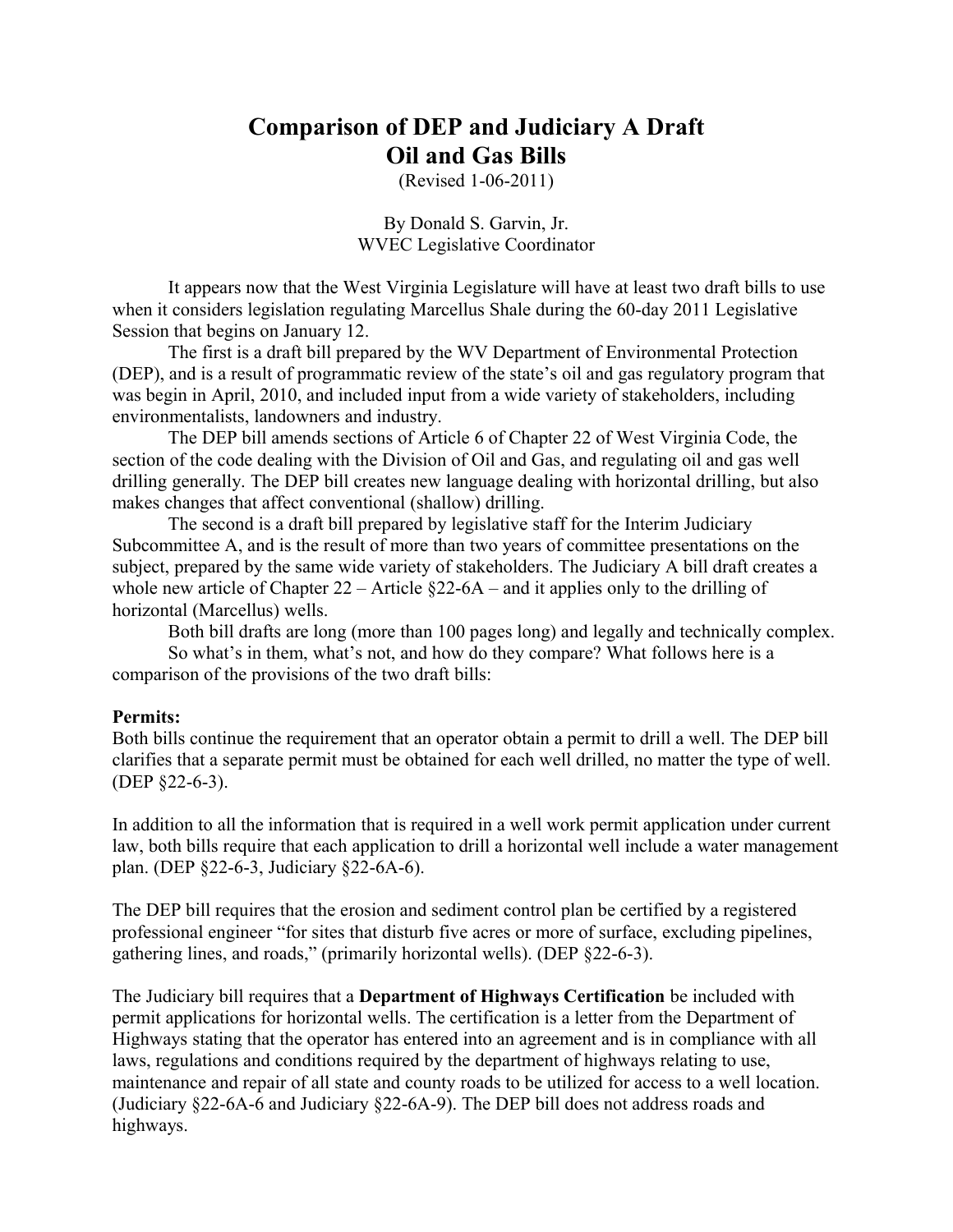# Comparison of DEP and Judiciary A Draft Oil and Gas Bills

(Revised 1-06-2011)

By Donald S. Garvin, Jr.
WVEC Legislative Coordinator

It appears now that the West Virginia Legislature will have at least two draft bills to use when it considers legislation regulating Marcellus Shale during the 60-day 2011 Legislative Session that begins on January 12.

The first is a draft bill prepared by the WV Department of Environmental Protection (DEP), and is a result of programmatic review of the state's oil and gas regulatory program that was begin in April, 2010, and included input from a wide variety of stakeholders, including environmentalists, landowners and industry.

The DEP bill amends sections of Article 6 of Chapter 22 of West Virginia Code, the section of the code dealing with the Division of Oil and Gas, and regulating oil and gas well drilling generally. The DEP bill creates new language dealing with horizontal drilling, but also makes changes that affect conventional (shallow) drilling.

The second is a draft bill prepared by legislative staff for the Interim Judiciary Subcommittee A, and is the result of more than two years of committee presentations on the subject, prepared by the same wide variety of stakeholders. The Judiciary A bill draft creates a whole new article of Chapter 22 – Article §22-6A – and it applies only to the drilling of horizontal (Marcellus) wells.

Both bill drafts are long (more than 100 pages long) and legally and technically complex.

So what's in them, what's not, and how do they compare? What follows here is a comparison of the provisions of the two draft bills:

**Permits:**
Both bills continue the requirement that an operator obtain a permit to drill a well. The DEP bill clarifies that a separate permit must be obtained for each well drilled, no matter the type of well. (DEP §22-6-3).

In addition to all the information that is required in a well work permit application under current law, both bills require that each application to drill a horizontal well include a water management plan. (DEP §22-6-3, Judiciary §22-6A-6).

The DEP bill requires that the erosion and sediment control plan be certified by a registered professional engineer "for sites that disturb five acres or more of surface, excluding pipelines, gathering lines, and roads," (primarily horizontal wells). (DEP §22-6-3).

The Judiciary bill requires that a **Department of Highways Certification** be included with permit applications for horizontal wells. The certification is a letter from the Department of Highways stating that the operator has entered into an agreement and is in compliance with all laws, regulations and conditions required by the department of highways relating to use, maintenance and repair of all state and county roads to be utilized for access to a well location. (Judiciary §22-6A-6 and Judiciary §22-6A-9). The DEP bill does not address roads and highways.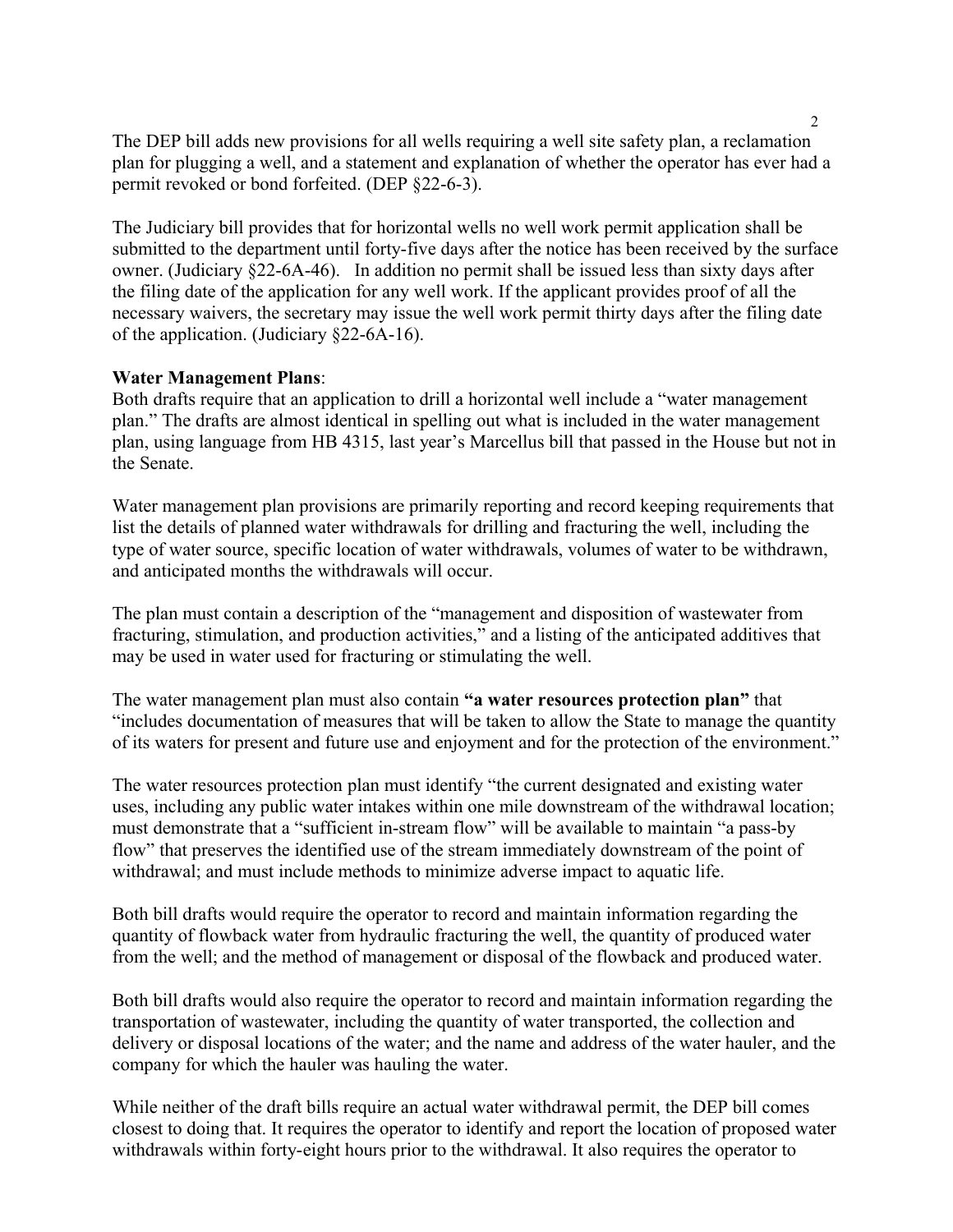The DEP bill adds new provisions for all wells requiring a well site safety plan, a reclamation plan for plugging a well, and a statement and explanation of whether the operator has ever had a permit revoked or bond forfeited. (DEP §22-6-3).

The Judiciary bill provides that for horizontal wells no well work permit application shall be submitted to the department until forty-five days after the notice has been received by the surface owner. (Judiciary §22-6A-46). In addition no permit shall be issued less than sixty days after the filing date of the application for any well work. If the applicant provides proof of all the necessary waivers, the secretary may issue the well work permit thirty days after the filing date of the application. (Judiciary §22-6A-16).

**Water Management Plans**:
Both drafts require that an application to drill a horizontal well include a "water management plan." The drafts are almost identical in spelling out what is included in the water management plan, using language from HB 4315, last year's Marcellus bill that passed in the House but not in the Senate.

Water management plan provisions are primarily reporting and record keeping requirements that list the details of planned water withdrawals for drilling and fracturing the well, including the type of water source, specific location of water withdrawals, volumes of water to be withdrawn, and anticipated months the withdrawals will occur.

The plan must contain a description of the "management and disposition of wastewater from fracturing, stimulation, and production activities," and a listing of the anticipated additives that may be used in water used for fracturing or stimulating the well.

The water management plan must also contain **"a water resources protection plan"** that "includes documentation of measures that will be taken to allow the State to manage the quantity of its waters for present and future use and enjoyment and for the protection of the environment."

The water resources protection plan must identify "the current designated and existing water uses, including any public water intakes within one mile downstream of the withdrawal location; must demonstrate that a "sufficient in-stream flow" will be available to maintain "a pass-by flow" that preserves the identified use of the stream immediately downstream of the point of withdrawal; and must include methods to minimize adverse impact to aquatic life.

Both bill drafts would require the operator to record and maintain information regarding the quantity of flowback water from hydraulic fracturing the well, the quantity of produced water from the well; and the method of management or disposal of the flowback and produced water.

Both bill drafts would also require the operator to record and maintain information regarding the transportation of wastewater, including the quantity of water transported, the collection and delivery or disposal locations of the water; and the name and address of the water hauler, and the company for which the hauler was hauling the water.

While neither of the draft bills require an actual water withdrawal permit, the DEP bill comes closest to doing that. It requires the operator to identify and report the location of proposed water withdrawals within forty-eight hours prior to the withdrawal. It also requires the operator to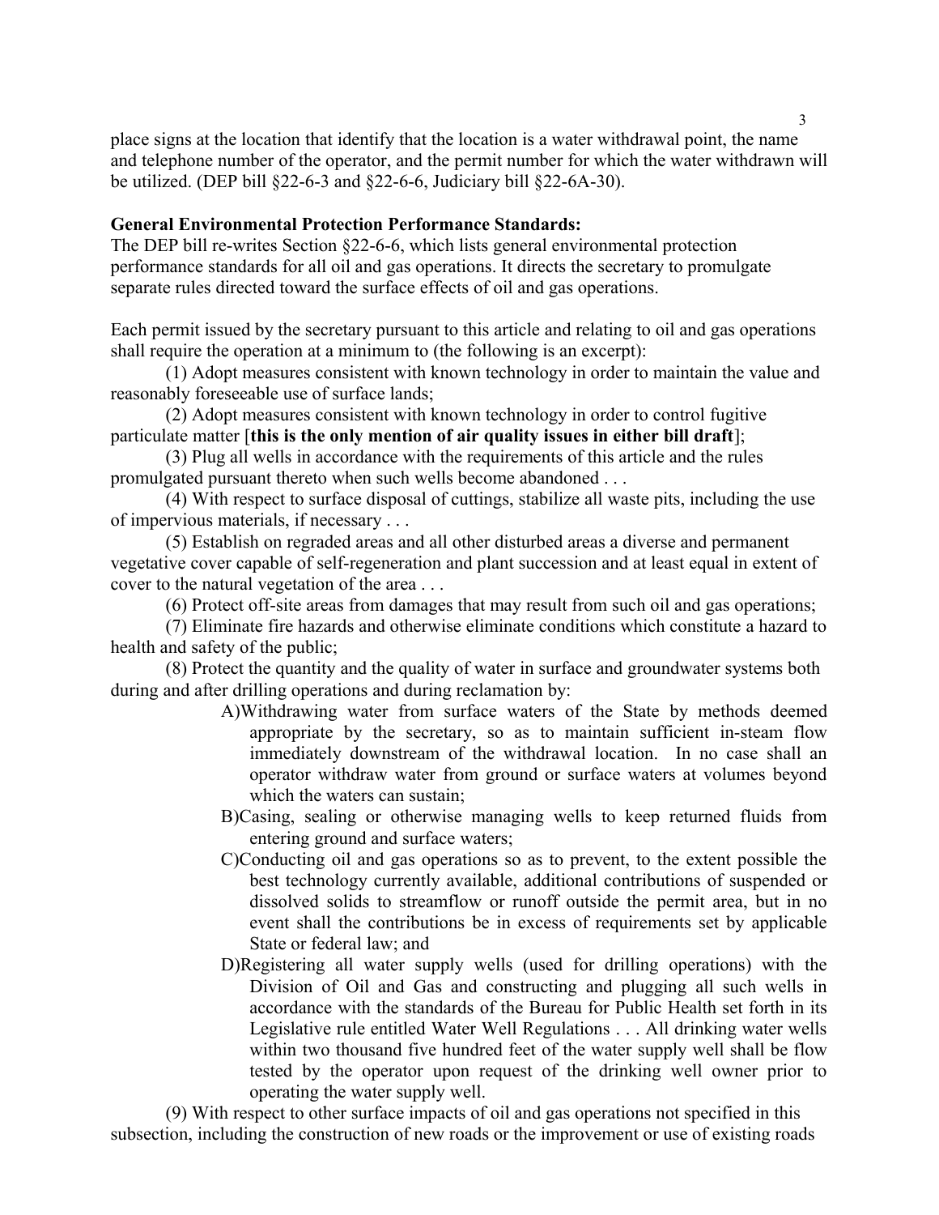place signs at the location that identify that the location is a water withdrawal point, the name and telephone number of the operator, and the permit number for which the water withdrawn will be utilized. (DEP bill §22-6-3 and §22-6-6, Judiciary bill §22-6A-30).

**General Environmental Protection Performance Standards:**

The DEP bill re-writes Section §22-6-6, which lists general environmental protection performance standards for all oil and gas operations. It directs the secretary to promulgate separate rules directed toward the surface effects of oil and gas operations.

Each permit issued by the secretary pursuant to this article and relating to oil and gas operations shall require the operation at a minimum to (the following is an excerpt):

(1) Adopt measures consistent with known technology in order to maintain the value and reasonably foreseeable use of surface lands;

(2) Adopt measures consistent with known technology in order to control fugitive particulate matter [**this is the only mention of air quality issues in either bill draft**];

(3) Plug all wells in accordance with the requirements of this article and the rules promulgated pursuant thereto when such wells become abandoned . . .

(4) With respect to surface disposal of cuttings, stabilize all waste pits, including the use of impervious materials, if necessary . . .

(5) Establish on regraded areas and all other disturbed areas a diverse and permanent vegetative cover capable of self-regeneration and plant succession and at least equal in extent of cover to the natural vegetation of the area . . .

(6) Protect off-site areas from damages that may result from such oil and gas operations;

(7) Eliminate fire hazards and otherwise eliminate conditions which constitute a hazard to health and safety of the public;

(8) Protect the quantity and the quality of water in surface and groundwater systems both during and after drilling operations and during reclamation by:

A) Withdrawing water from surface waters of the State by methods deemed appropriate by the secretary, so as to maintain sufficient in-steam flow immediately downstream of the withdrawal location. In no case shall an operator withdraw water from ground or surface waters at volumes beyond which the waters can sustain;

B) Casing, sealing or otherwise managing wells to keep returned fluids from entering ground and surface waters;

C) Conducting oil and gas operations so as to prevent, to the extent possible the best technology currently available, additional contributions of suspended or dissolved solids to streamflow or runoff outside the permit area, but in no event shall the contributions be in excess of requirements set by applicable State or federal law; and

D) Registering all water supply wells (used for drilling operations) with the Division of Oil and Gas and constructing and plugging all such wells in accordance with the standards of the Bureau for Public Health set forth in its Legislative rule entitled Water Well Regulations . . . All drinking water wells within two thousand five hundred feet of the water supply well shall be flow tested by the operator upon request of the drinking well owner prior to operating the water supply well.

(9) With respect to other surface impacts of oil and gas operations not specified in this subsection, including the construction of new roads or the improvement or use of existing roads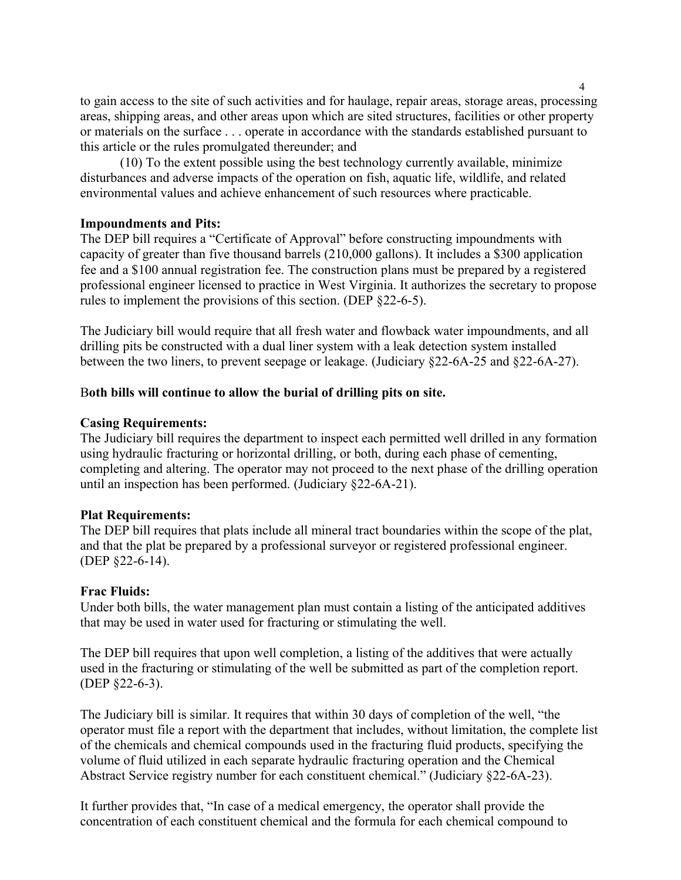to gain access to the site of such activities and for haulage, repair areas, storage areas, processing areas, shipping areas, and other areas upon which are sited structures, facilities or other property or materials on the surface . . . operate in accordance with the standards established pursuant to this article or the rules promulgated thereunder; and

(10) To the extent possible using the best technology currently available, minimize disturbances and adverse impacts of the operation on fish, aquatic life, wildlife, and related environmental values and achieve enhancement of such resources where practicable.

**Impoundments and Pits:**
The DEP bill requires a "Certificate of Approval" before constructing impoundments with capacity of greater than five thousand barrels (210,000 gallons). It includes a $300 application fee and a $100 annual registration fee. The construction plans must be prepared by a registered professional engineer licensed to practice in West Virginia. It authorizes the secretary to propose rules to implement the provisions of this section. (DEP §22-6-5).

The Judiciary bill would require that all fresh water and flowback water impoundments, and all drilling pits be constructed with a dual liner system with a leak detection system installed between the two liners, to prevent seepage or leakage. (Judiciary §22-6A-25 and §22-6A-27).

B**oth bills will continue to allow the burial of drilling pits on site.**

**Casing Requirements:**
The Judiciary bill requires the department to inspect each permitted well drilled in any formation using hydraulic fracturing or horizontal drilling, or both, during each phase of cementing, completing and altering. The operator may not proceed to the next phase of the drilling operation until an inspection has been performed. (Judiciary §22-6A-21).

**Plat Requirements:**
The DEP bill requires that plats include all mineral tract boundaries within the scope of the plat, and that the plat be prepared by a professional surveyor or registered professional engineer. (DEP §22-6-14).

**Frac Fluids:**
Under both bills, the water management plan must contain a listing of the anticipated additives that may be used in water used for fracturing or stimulating the well.

The DEP bill requires that upon well completion, a listing of the additives that were actually used in the fracturing or stimulating of the well be submitted as part of the completion report. (DEP §22-6-3).

The Judiciary bill is similar. It requires that within 30 days of completion of the well, "the operator must file a report with the department that includes, without limitation, the complete list of the chemicals and chemical compounds used in the fracturing fluid products, specifying the volume of fluid utilized in each separate hydraulic fracturing operation and the Chemical Abstract Service registry number for each constituent chemical." (Judiciary §22-6A-23).

It further provides that, "In case of a medical emergency, the operator shall provide the concentration of each constituent chemical and the formula for each chemical compound to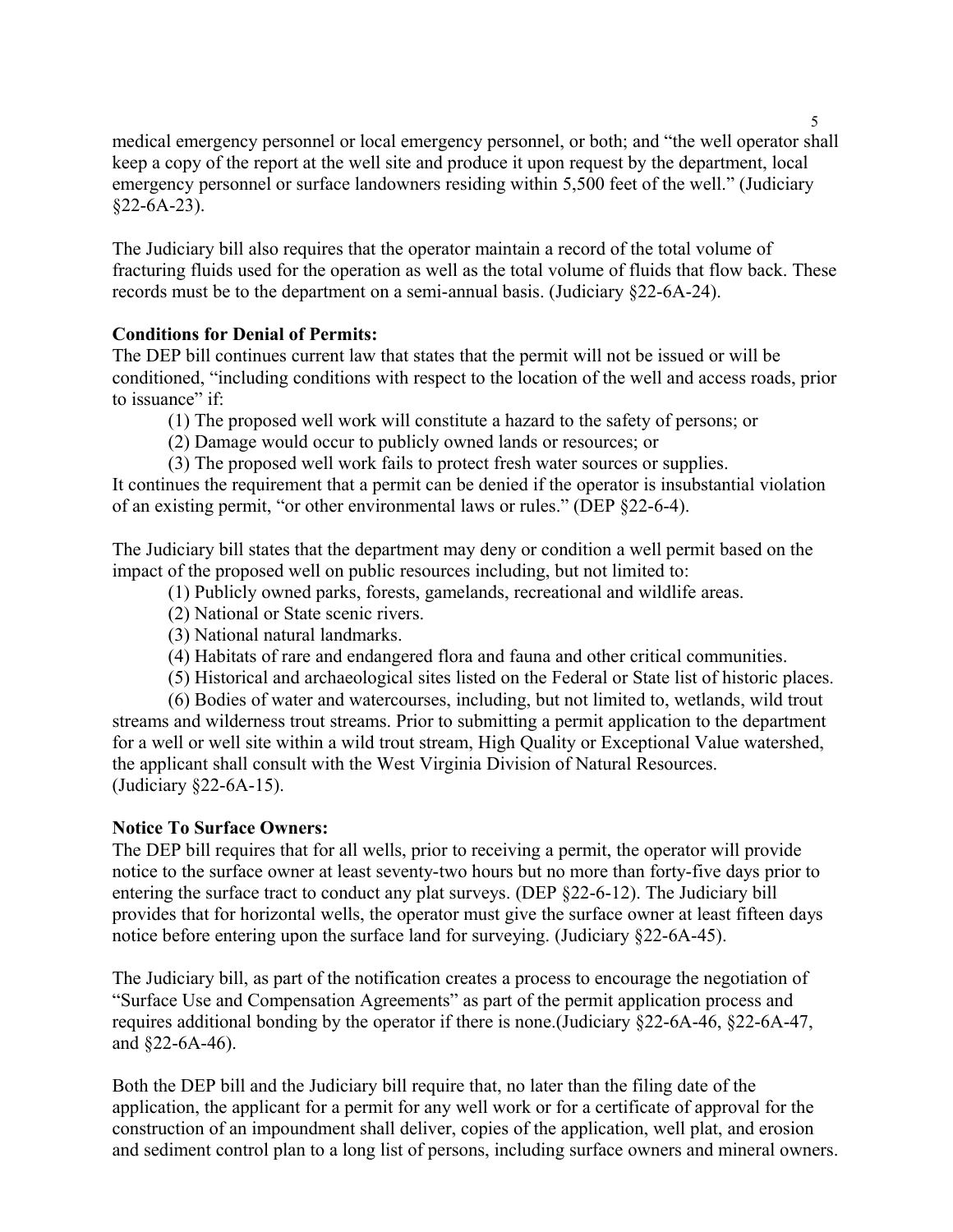medical emergency personnel or local emergency personnel, or both; and "the well operator shall keep a copy of the report at the well site and produce it upon request by the department, local emergency personnel or surface landowners residing within 5,500 feet of the well." (Judiciary §22-6A-23).

The Judiciary bill also requires that the operator maintain a record of the total volume of fracturing fluids used for the operation as well as the total volume of fluids that flow back. These records must be to the department on a semi-annual basis. (Judiciary §22-6A-24).

**Conditions for Denial of Permits:**
The DEP bill continues current law that states that the permit will not be issued or will be conditioned, "including conditions with respect to the location of the well and access roads, prior to issuance" if:

(1) The proposed well work will constitute a hazard to the safety of persons; or
(2) Damage would occur to publicly owned lands or resources; or
(3) The proposed well work fails to protect fresh water sources or supplies.

It continues the requirement that a permit can be denied if the operator is insubstantial violation of an existing permit, "or other environmental laws or rules." (DEP §22-6-4).

The Judiciary bill states that the department may deny or condition a well permit based on the impact of the proposed well on public resources including, but not limited to:

(1) Publicly owned parks, forests, gamelands, recreational and wildlife areas.
(2) National or State scenic rivers.
(3) National natural landmarks.
(4) Habitats of rare and endangered flora and fauna and other critical communities.
(5) Historical and archaeological sites listed on the Federal or State list of historic places.
(6) Bodies of water and watercourses, including, but not limited to, wetlands, wild trout streams and wilderness trout streams. Prior to submitting a permit application to the department for a well or well site within a wild trout stream, High Quality or Exceptional Value watershed, the applicant shall consult with the West Virginia Division of Natural Resources.

(Judiciary §22-6A-15).

**Notice To Surface Owners:**
The DEP bill requires that for all wells, prior to receiving a permit, the operator will provide notice to the surface owner at least seventy-two hours but no more than forty-five days prior to entering the surface tract to conduct any plat surveys. (DEP §22-6-12). The Judiciary bill provides that for horizontal wells, the operator must give the surface owner at least fifteen days notice before entering upon the surface land for surveying. (Judiciary §22-6A-45).

The Judiciary bill, as part of the notification creates a process to encourage the negotiation of "Surface Use and Compensation Agreements" as part of the permit application process and requires additional bonding by the operator if there is none.(Judiciary §22-6A-46, §22-6A-47, and §22-6A-46).

Both the DEP bill and the Judiciary bill require that, no later than the filing date of the application, the applicant for a permit for any well work or for a certificate of approval for the construction of an impoundment shall deliver, copies of the application, well plat, and erosion and sediment control plan to a long list of persons, including surface owners and mineral owners.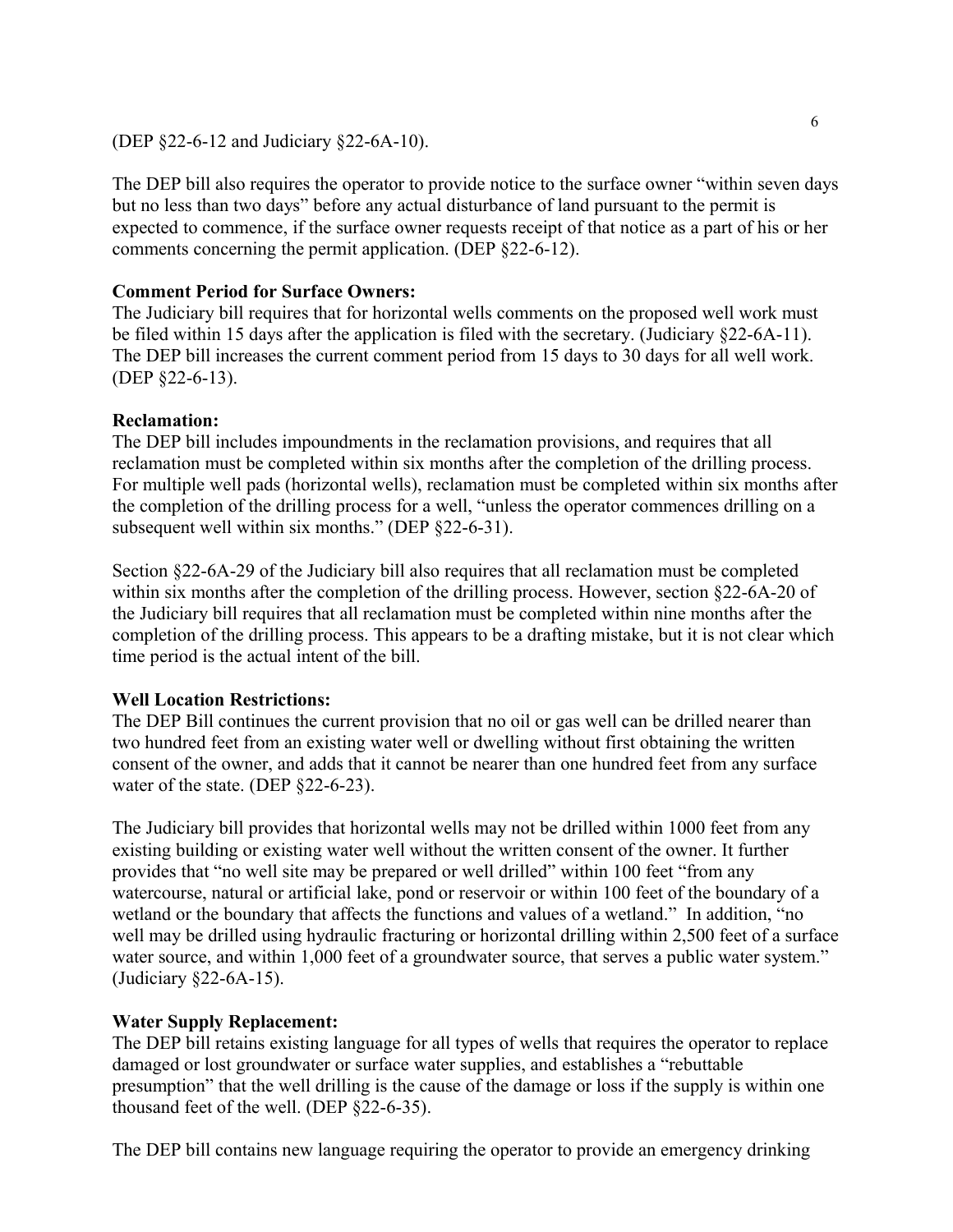(DEP §22-6-12 and Judiciary §22-6A-10).

The DEP bill also requires the operator to provide notice to the surface owner "within seven days but no less than two days" before any actual disturbance of land pursuant to the permit is expected to commence, if the surface owner requests receipt of that notice as a part of his or her comments concerning the permit application. (DEP §22-6-12).

**Comment Period for Surface Owners:**
The Judiciary bill requires that for horizontal wells comments on the proposed well work must be filed within 15 days after the application is filed with the secretary. (Judiciary §22-6A-11). The DEP bill increases the current comment period from 15 days to 30 days for all well work. (DEP §22-6-13).

**Reclamation:**
The DEP bill includes impoundments in the reclamation provisions, and requires that all reclamation must be completed within six months after the completion of the drilling process. For multiple well pads (horizontal wells), reclamation must be completed within six months after the completion of the drilling process for a well, "unless the operator commences drilling on a subsequent well within six months." (DEP §22-6-31).

Section §22-6A-29 of the Judiciary bill also requires that all reclamation must be completed within six months after the completion of the drilling process. However, section §22-6A-20 of the Judiciary bill requires that all reclamation must be completed within nine months after the completion of the drilling process. This appears to be a drafting mistake, but it is not clear which time period is the actual intent of the bill.

**Well Location Restrictions:**
The DEP Bill continues the current provision that no oil or gas well can be drilled nearer than two hundred feet from an existing water well or dwelling without first obtaining the written consent of the owner, and adds that it cannot be nearer than one hundred feet from any surface water of the state. (DEP §22-6-23).

The Judiciary bill provides that horizontal wells may not be drilled within 1000 feet from any existing building or existing water well without the written consent of the owner. It further provides that "no well site may be prepared or well drilled" within 100 feet "from any watercourse, natural or artificial lake, pond or reservoir or within 100 feet of the boundary of a wetland or the boundary that affects the functions and values of a wetland." In addition, "no well may be drilled using hydraulic fracturing or horizontal drilling within 2,500 feet of a surface water source, and within 1,000 feet of a groundwater source, that serves a public water system." (Judiciary §22-6A-15).

**Water Supply Replacement:**
The DEP bill retains existing language for all types of wells that requires the operator to replace damaged or lost groundwater or surface water supplies, and establishes a "rebuttable presumption" that the well drilling is the cause of the damage or loss if the supply is within one thousand feet of the well. (DEP §22-6-35).

The DEP bill contains new language requiring the operator to provide an emergency drinking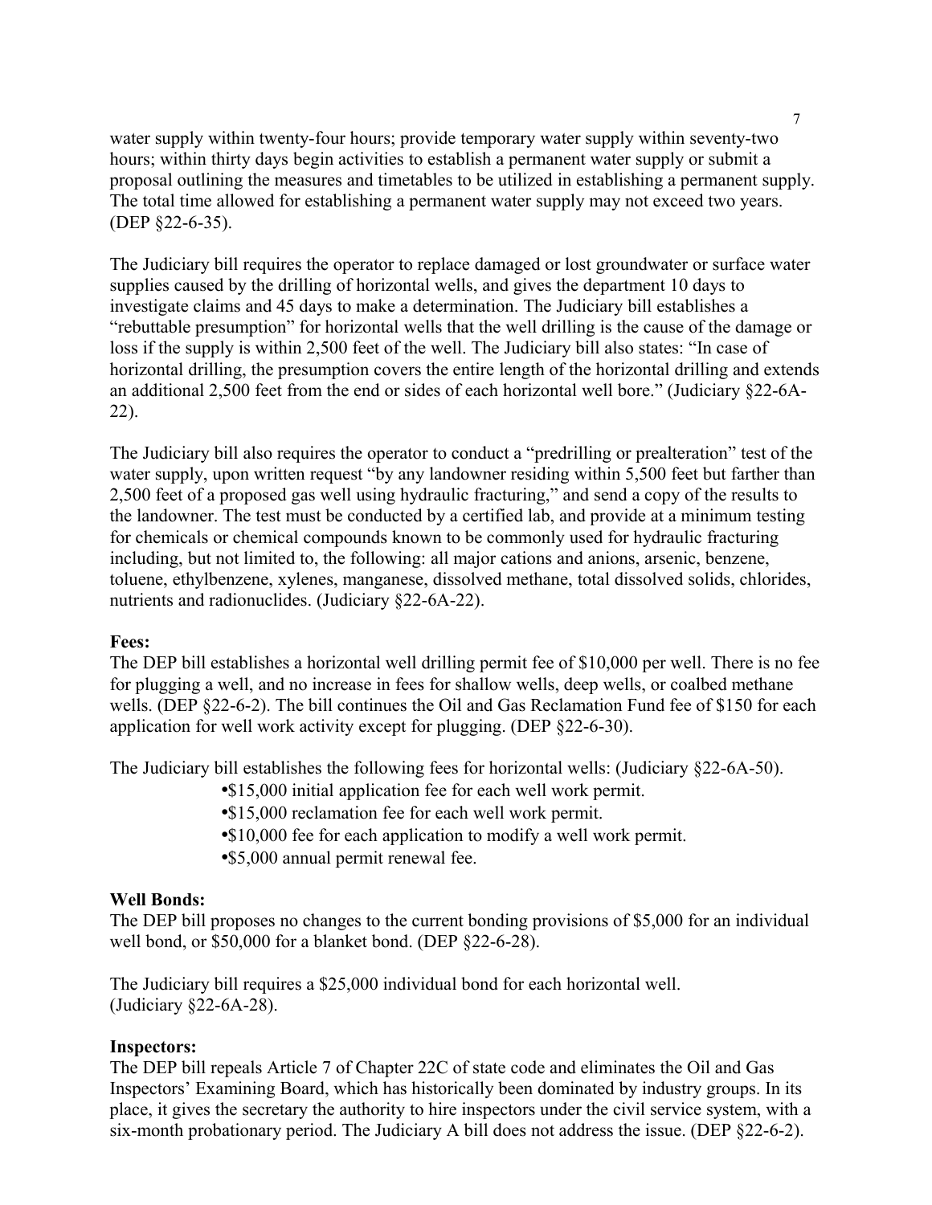water supply within twenty-four hours; provide temporary water supply within seventy-two hours; within thirty days begin activities to establish a permanent water supply or submit a proposal outlining the measures and timetables to be utilized in establishing a permanent supply. The total time allowed for establishing a permanent water supply may not exceed two years. (DEP §22-6-35).

The Judiciary bill requires the operator to replace damaged or lost groundwater or surface water supplies caused by the drilling of horizontal wells, and gives the department 10 days to investigate claims and 45 days to make a determination. The Judiciary bill establishes a "rebuttable presumption" for horizontal wells that the well drilling is the cause of the damage or loss if the supply is within 2,500 feet of the well. The Judiciary bill also states: "In case of horizontal drilling, the presumption covers the entire length of the horizontal drilling and extends an additional 2,500 feet from the end or sides of each horizontal well bore." (Judiciary §22-6A-22).

The Judiciary bill also requires the operator to conduct a "predrilling or prealteration" test of the water supply, upon written request "by any landowner residing within 5,500 feet but farther than 2,500 feet of a proposed gas well using hydraulic fracturing," and send a copy of the results to the landowner. The test must be conducted by a certified lab, and provide at a minimum testing for chemicals or chemical compounds known to be commonly used for hydraulic fracturing including, but not limited to, the following: all major cations and anions, arsenic, benzene, toluene, ethylbenzene, xylenes, manganese, dissolved methane, total dissolved solids, chlorides, nutrients and radionuclides. (Judiciary §22-6A-22).

**Fees:**
The DEP bill establishes a horizontal well drilling permit fee of $10,000 per well. There is no fee for plugging a well, and no increase in fees for shallow wells, deep wells, or coalbed methane wells. (DEP §22-6-2). The bill continues the Oil and Gas Reclamation Fund fee of $150 for each application for well work activity except for plugging. (DEP §22-6-30).

The Judiciary bill establishes the following fees for horizontal wells: (Judiciary §22-6A-50).

- $15,000 initial application fee for each well work permit.
- $15,000 reclamation fee for each well work permit.
- $10,000 fee for each application to modify a well work permit.
- $5,000 annual permit renewal fee.

**Well Bonds:**
The DEP bill proposes no changes to the current bonding provisions of $5,000 for an individual well bond, or $50,000 for a blanket bond. (DEP §22-6-28).

The Judiciary bill requires a $25,000 individual bond for each horizontal well. (Judiciary §22-6A-28).

**Inspectors:**
The DEP bill repeals Article 7 of Chapter 22C of state code and eliminates the Oil and Gas Inspectors' Examining Board, which has historically been dominated by industry groups. In its place, it gives the secretary the authority to hire inspectors under the civil service system, with a six-month probationary period. The Judiciary A bill does not address the issue. (DEP §22-6-2).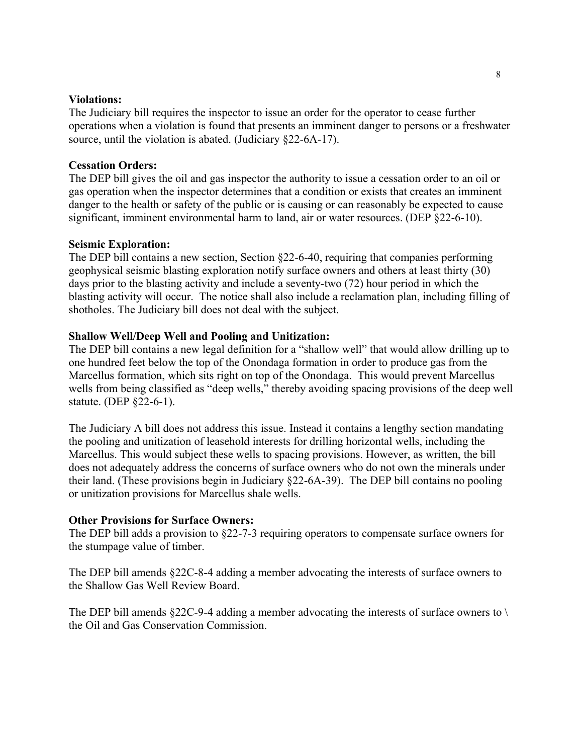**Violations:**
The Judiciary bill requires the inspector to issue an order for the operator to cease further operations when a violation is found that presents an imminent danger to persons or a freshwater source, until the violation is abated. (Judiciary §22-6A-17).

**Cessation Orders:**
The DEP bill gives the oil and gas inspector the authority to issue a cessation order to an oil or gas operation when the inspector determines that a condition or exists that creates an imminent danger to the health or safety of the public or is causing or can reasonably be expected to cause significant, imminent environmental harm to land, air or water resources. (DEP §22-6-10).

**Seismic Exploration:**
The DEP bill contains a new section, Section §22-6-40, requiring that companies performing geophysical seismic blasting exploration notify surface owners and others at least thirty (30) days prior to the blasting activity and include a seventy-two (72) hour period in which the blasting activity will occur. The notice shall also include a reclamation plan, including filling of shotholes. The Judiciary bill does not deal with the subject.

**Shallow Well/Deep Well and Pooling and Unitization:**
The DEP bill contains a new legal definition for a "shallow well" that would allow drilling up to one hundred feet below the top of the Onondaga formation in order to produce gas from the Marcellus formation, which sits right on top of the Onondaga. This would prevent Marcellus wells from being classified as "deep wells," thereby avoiding spacing provisions of the deep well statute. (DEP §22-6-1).

The Judiciary A bill does not address this issue. Instead it contains a lengthy section mandating the pooling and unitization of leasehold interests for drilling horizontal wells, including the Marcellus. This would subject these wells to spacing provisions. However, as written, the bill does not adequately address the concerns of surface owners who do not own the minerals under their land. (These provisions begin in Judiciary §22-6A-39). The DEP bill contains no pooling or unitization provisions for Marcellus shale wells.

**Other Provisions for Surface Owners:**
The DEP bill adds a provision to §22-7-3 requiring operators to compensate surface owners for the stumpage value of timber.

The DEP bill amends §22C-8-4 adding a member advocating the interests of surface owners to the Shallow Gas Well Review Board.

The DEP bill amends §22C-9-4 adding a member advocating the interests of surface owners to \ the Oil and Gas Conservation Commission.